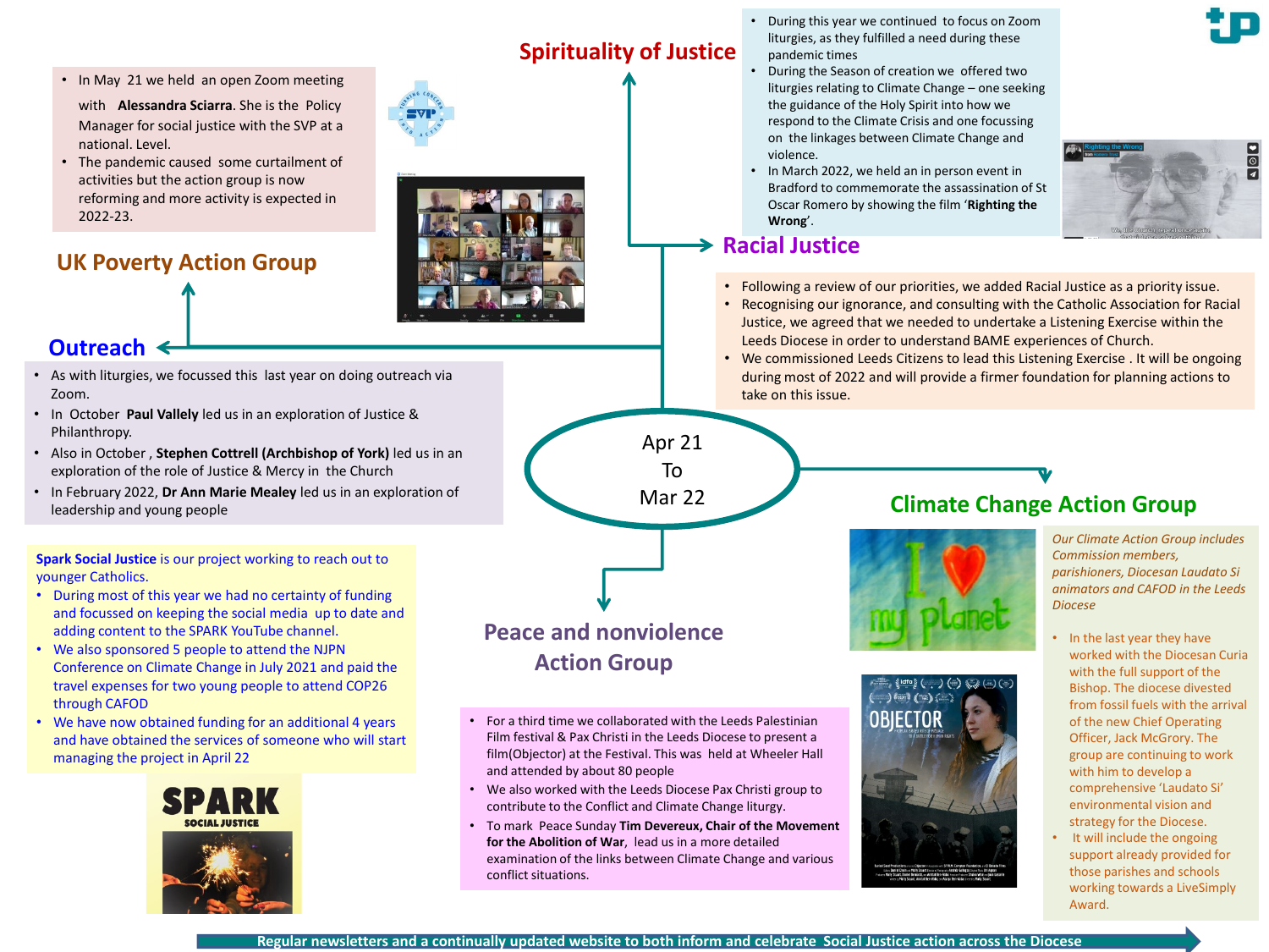# Apr 21 To Mar 22

## Spirituality of Justice

- During this year we continued to focus on Zoom liturgies, as they fulfilled a need during these pandemic times
- During the Season of creation we offered two liturgies relating to Climate Change – one seeking the guidance of the Holy Spirit into how we respond to the Climate Crisis and one focussing on the linkages between Climate Change and violence.
- In March 2022, we held an in person event in Bradford to commemorate the assassination of St Oscar Romero by showing the film '**Righting the Wrong**'.

## Racial Justice

- Following a review of our priorities, we added Racial Justice as a priority issue.
- Recognising our ignorance, and consulting with the Catholic Association for Racial Justice, we agreed that we needed to undertake a Listening Exercise within the Leeds Diocese in order to understand BAME experiences of Church.
- We commissioned Leeds Citizens to lead this Listening Exercise . It will be ongoing during most of 2022 and will provide a firmer foundation for planning actions to take on this issue.

## UK Poverty Action Group

- In May 21 we held an open Zoom meeting with **Alessandra Sciarra**. She is the Policy Manager for social justice with the SVP at a national. Level.
- The pandemic caused some curtailment of activities but the action group is now reforming and more activity is expected in 2022-23.

## Outreach

- As with liturgies, we focussed this last year on doing outreach via Zoom.
- In October **Paul Vallely** led us in an exploration of Justice & Philanthropy.
- Also in October , **Stephen Cottrell (Archbishop of York)** led us in an exploration of the role of Justice & Mercy in the Church
- In February 2022, **Dr Ann Marie Mealey** led us in an exploration of leadership and young people

**Spark Social Justice** is our project working to reach out to younger Catholics.

- During most of this year we had no certainty of funding and focussed on keeping the social media up to date and adding content to the SPARK YouTube channel.
- We also sponsored 5 people to attend the NJPN Conference on Climate Change in July 2021 and paid the travel expenses for two young people to attend COP26 through CAFOD
- We have now obtained funding for an additional 4 years and have obtained the services of someone who will start managing the project in April 22

## Peace and nonviolence Action Group

- For a third time we collaborated with the Leeds Palestinian Film festival & Pax Christi in the Leeds Diocese to present a film(Objector) at the Festival. This was held at Wheeler Hall and attended by about 80 people
- We also worked with the Leeds Diocese Pax Christi group to contribute to the Conflict and Climate Change liturgy.
- To mark Peace Sunday **Tim Devereux, Chair of the Movement for the Abolition of War**, lead us in a more detailed examination of the links between Climate Change and various conflict situations.

## Climate Change Action Group

*Our Climate Action Group includes Commission members, parishioners, Diocesan Laudato Si animators and CAFOD in the Leeds Diocese*

- In the last year they have worked with the Diocesan Curia with the full support of the Bishop. The diocese divested from fossil fuels with the arrival of the new Chief Operating Officer, Jack McGrory. The group are continuing to work with him to develop a comprehensive 'Laudato Si' environmental vision and strategy for the Diocese.
- It will include the ongoing support already provided for those parishes and schools working towards a LiveSimply Award.

Regular newsletters and a continually updated website to both inform and celebrate Social Justice action across the Diocese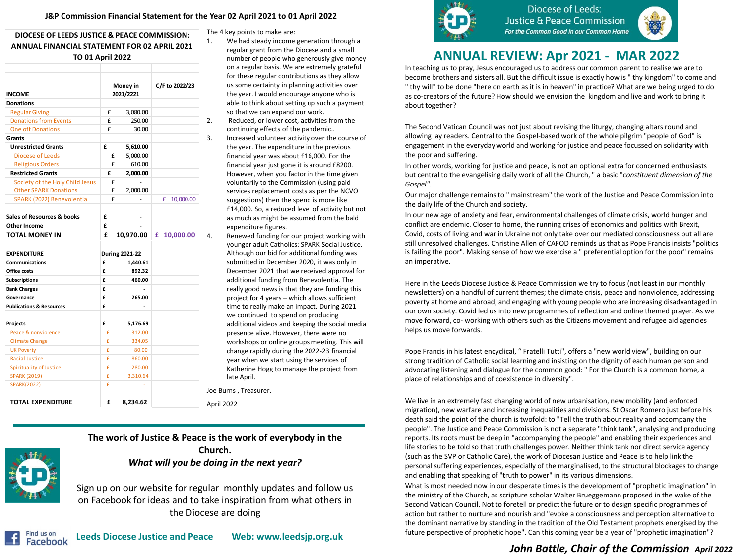## J&P Commission Financial Statement for the Year 02 April 2021 to 01 April 2022

| DIOCESE OF LEEDS JUSTICE & PEACE COMMISSION: ANNUAL FINANCIAL STATEMENT FOR 02 APRIL 2021 TO 01 April 2022 | | | |
|---|---|---|---|
| **INCOME** | | **Money in 2021/2221** | **C/F to 2022/23** |
| **Donations** | | | |
| Regular Giving | £ | 3,080.00 | |
| Donations from Events | £ | 250.00 | |
| One off Donations | £ | 30.00 | |
| **Grants** | | | |
| **Unrestricted Grants** | **£** | **5,610.00** | |
| Diocese of Leeds | £ | 5,000.00 | |
| Religious Orders | £ | 610.00 | |
| **Restricted Grants** | **£** | **2,000.00** | |
| Society of the Holy Child Jesus | £ | - | |
| Other SPARK Donations | £ | 2,000.00 | |
| SPARK (2022) Benevolentia | £ | - | £ 10,000.00 |
| | | | |
| **Sales of Resources & books** | **£** | **-** | |
| **Other Income** | **£** | **-** | |
| **TOTAL MONEY IN** | **£** | **10,970.00** | **£ 10,000.00** |
| | | | |
| **EXPENDITURE** | | **During 2021-22** | |
| **Communications** | **£** | **1,440.61** | |
| **Office costs** | **£** | **892.32** | |
| **Subscriptions** | **£** | **460.00** | |
| **Bank Charges** | **£** | **-** | |
| **Governance** | **£** | **265.00** | |
| **Publications & Resources** | **£** | **-** | |
| | | | |
| **Projects** | **£** | **5,176.69** | |
| Peace & nonviolence | £ | 312.00 | |
| Climate Change | £ | 334.05 | |
| UK Poverty | £ | 80.00 | |
| Racial Justice | £ | 860.00 | |
| Spirituality of Justice | £ | 280.00 | |
| SPARK (2019) | £ | 3,310.64 | |
| SPARK(2022) | £ | - | |
| | | | |
| **TOTAL EXPENDITURE** | **£** | **8,234.62** | |

The 4 key points to make are:

1. We had steady income generation through a regular grant from the Diocese and a small number of people who generously give money on a regular basis. We are extremely grateful for these regular contributions as they allow us some certainty in planning activities over the year. I would encourage anyone who is able to think about setting up such a payment so that we can expand our work.
2. Reduced, or lower cost, activities from the continuing effects of the pandemic..
3. Increased volunteer activity over the course of the year. The expenditure in the previous financial year was about £16,000. For the financial year just gone it is around £8200. However, when you factor in the time given voluntarily to the Commission (using paid services replacement costs as per the NCVO suggestions) then the spend is more like £14,000. So, a reduced level of activity but not as much as might be assumed from the bald expenditure figures.
4. Renewed funding for our project working with younger adult Catholics: SPARK Social Justice. Although our bid for additional funding was submitted in December 2020, it was only in December 2021 that we received approval for additional funding from Benevolentia. The really good news is that they are funding this project for 4 years – which allows sufficient time to really make an impact. During 2021 we continued to spend on producing additional videos and keeping the social media presence alive. However, there were no workshops or online groups meeting. This will change rapidly during the 2022-23 financial year when we start using the services of Katherine Hogg to manage the project from late April.

Joe Burns , Treasurer.

April 2022

**The work of Justice & Peace is the work of everybody in the Church.**
***What will you be doing in the next year?***

Sign up on our website for regular monthly updates and follow us on Facebook for ideas and to take inspiration from what others in the Diocese are doing

Find us on Facebook **Leeds Diocese Justice and Peace** **Web: www.leedsjp.org.uk**

Diocese of Leeds: Justice & Peace Commission
*For the Common Good in our Common Home*

# ANNUAL REVIEW: Apr 2021 - MAR 2022

In teaching us to pray, Jesus encouraged us to address our common parent to realise we are to become brothers and sisters all. But the difficult issue is exactly how is " thy kingdom" to come and " thy will" to be done "here on earth as it is in heaven" in practice? What are we being urged to do as co-creators of the future? How should we envision the kingdom and live and work to bring it about together?

The Second Vatican Council was not just about revising the liturgy, changing altars round and allowing lay readers. Central to the Gospel-based work of the whole pilgrim "people of God" is engagement in the everyday world and working for justice and peace focussed on solidarity with the poor and suffering.

In other words, working for justice and peace, is not an optional extra for concerned enthusiasts but central to the evangelising daily work of all the Church, " a basic "*constituent dimension of the Gospel"*.

Our major challenge remains to " mainstream" the work of the Justice and Peace Commission into the daily life of the Church and society.

In our new age of anxiety and fear, environmental challenges of climate crisis, world hunger and conflict are endemic. Closer to home, the running crises of economics and politics with Brexit, Covid, costs of living and war in Ukraine not only take over our mediated consciousness but all are still unresolved challenges. Christine Allen of CAFOD reminds us that as Pope Francis insists "politics is failing the poor". Making sense of how we exercise a " preferential option for the poor" remains an imperative.

Here in the Leeds Diocese Justice & Peace Commission we try to focus (not least in our monthly newsletters) on a handful of current themes; the climate crisis, peace and nonviolence, addressing poverty at home and abroad, and engaging with young people who are increasing disadvantaged in our own society. Covid led us into new programmes of reflection and online themed prayer. As we move forward, co- working with others such as the Citizens movement and refugee aid agencies helps us move forwards.

Pope Francis in his latest encyclical, " Fratelli Tutti", offers a "new world view", building on our strong tradition of Catholic social learning and insisting on the dignity of each human person and advocating listening and dialogue for the common good: " For the Church is a common home, a place of relationships and of coexistence in diversity".

We live in an extremely fast changing world of new urbanisation, new mobility (and enforced migration), new warfare and increasing inequalities and divisions. St Oscar Romero just before his death said the point of the church is twofold: to "Tell the truth about reality and accompany the people". The Justice and Peace Commission is not a separate "think tank", analysing and producing reports. Its roots must be deep in "accompanying the people" and enabling their experiences and life stories to be told so that truth challenges power. Neither think tank nor direct service agency (such as the SVP or Catholic Care), the work of Diocesan Justice and Peace is to help link the personal suffering experiences, especially of the marginalised, to the structural blockages to change and enabling that speaking of "truth to power" in its various dimensions.

What is most needed now in our desperate times is the development of "prophetic imagination" in the ministry of the Church, as scripture scholar Walter Brueggemann proposed in the wake of the Second Vatican Council. Not to foretell or predict the future or to design specific programmes of action but rather to nurture and nourish and "evoke a consciousness and perception alternative to the dominant narrative by standing in the tradition of the Old Testament prophets energised by the future perspective of prophetic hope". Can this coming year be a year of "prophetic imagination"?

***John Battle, Chair of the Commission*** ***April 2022***